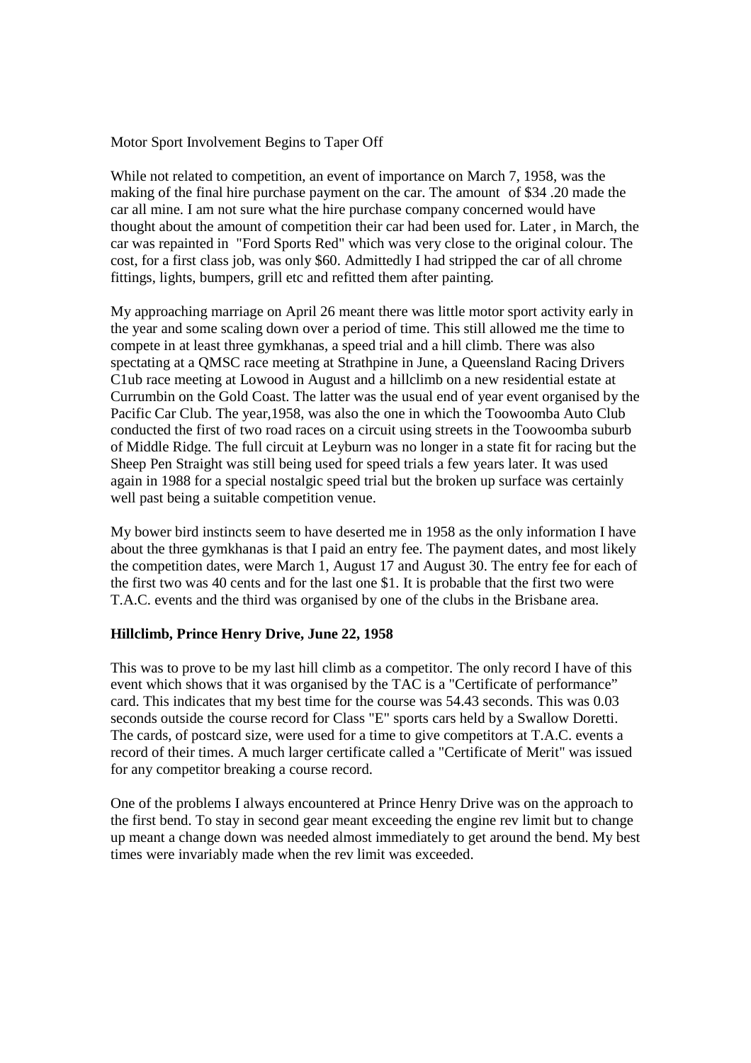Motor Sport Involvement Begins to Taper Off

While not related to competition, an event of importance on March 7, 1958, was the making of the final hire purchase payment on the car. The amount of $34 .20 made the car all mine. I am not sure what the hire purchase company concerned would have thought about the amount of competition their car had been used for. Later , in March, the car was repainted in "Ford Sports Red" which was very close to the original colour. The cost, for a first class job, was only $60. Admittedly I had stripped the car of all chrome fittings, lights, bumpers, grill etc and refitted them after painting.

My approaching marriage on April 26 meant there was little motor sport activity early in the year and some scaling down over a period of time. This still allowed me the time to compete in at least three gymkhanas, a speed trial and a hill climb. There was also spectating at a QMSC race meeting at Strathpine in June, a Queensland Racing Drivers C1ub race meeting at Lowood in August and a hillclimb on a new residential estate at Currumbin on the Gold Coast. The latter was the usual end of year event organised by the Pacific Car Club. The year,1958, was also the one in which the Toowoomba Auto Club conducted the first of two road races on a circuit using streets in the Toowoomba suburb of Middle Ridge. The full circuit at Leyburn was no longer in a state fit for racing but the Sheep Pen Straight was still being used for speed trials a few years later. It was used again in 1988 for a special nostalgic speed trial but the broken up surface was certainly well past being a suitable competition venue.

My bower bird instincts seem to have deserted me in 1958 as the only information I have about the three gymkhanas is that I paid an entry fee. The payment dates, and most likely the competition dates, were March 1, August 17 and August 30. The entry fee for each of the first two was 40 cents and for the last one $1. It is probable that the first two were T.A.C. events and the third was organised by one of the clubs in the Brisbane area.

**Hillclimb, Prince Henry Drive, June 22, 1958**

This was to prove to be my last hill climb as a competitor. The only record I have of this event which shows that it was organised by the TAC is a "Certificate of performance" card. This indicates that my best time for the course was 54.43 seconds. This was 0.03 seconds outside the course record for Class "E" sports cars held by a Swallow Doretti. The cards, of postcard size, were used for a time to give competitors at T.A.C. events a record of their times. A much larger certificate called a "Certificate of Merit" was issued for any competitor breaking a course record.

One of the problems I always encountered at Prince Henry Drive was on the approach to the first bend. To stay in second gear meant exceeding the engine rev limit but to change up meant a change down was needed almost immediately to get around the bend. My best times were invariably made when the rev limit was exceeded.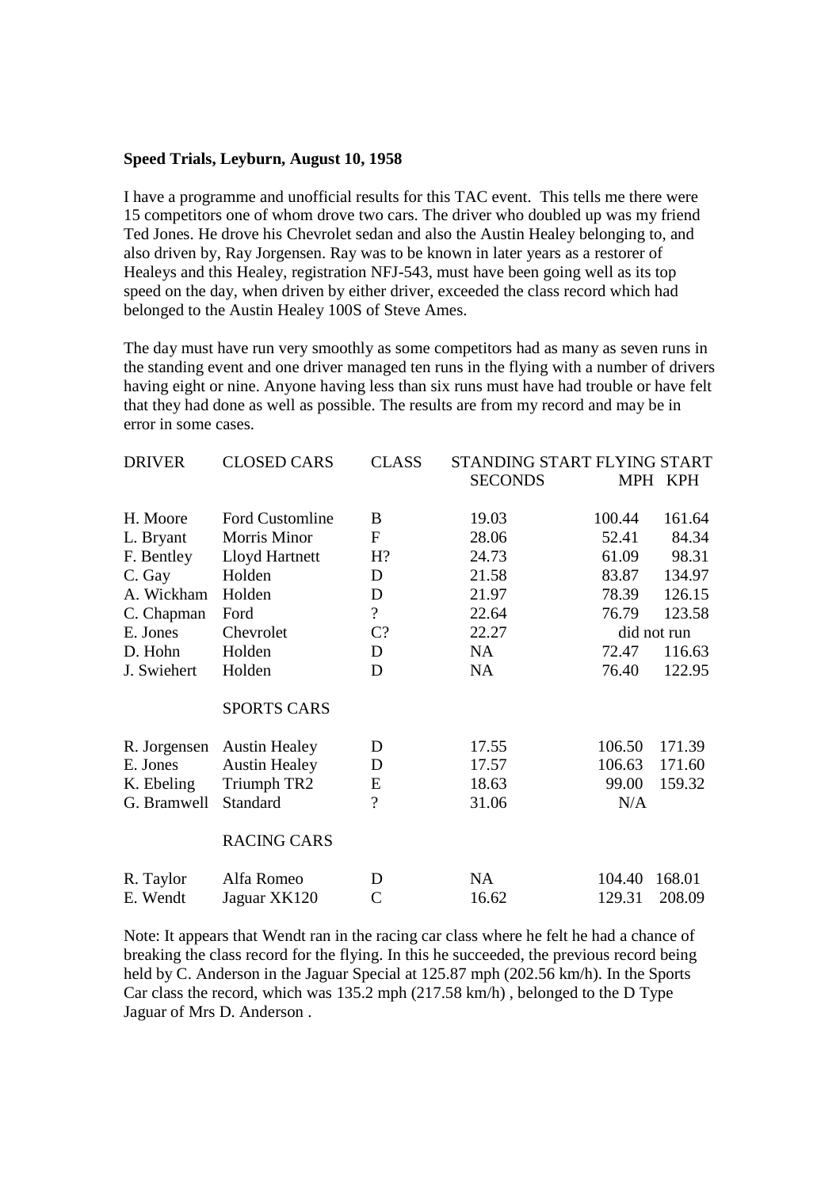**Speed Trials, Leyburn, August 10, 1958**

I have a programme and unofficial results for this TAC event. This tells me there were 15 competitors one of whom drove two cars. The driver who doubled up was my friend Ted Jones. He drove his Chevrolet sedan and also the Austin Healey belonging to, and also driven by, Ray Jorgensen. Ray was to be known in later years as a restorer of Healeys and this Healey, registration NFJ-543, must have been going well as its top speed on the day, when driven by either driver, exceeded the class record which had belonged to the Austin Healey 100S of Steve Ames.

The day must have run very smoothly as some competitors had as many as seven runs in the standing event and one driver managed ten runs in the flying with a number of drivers having eight or nine. Anyone having less than six runs must have had trouble or have felt that they had done as well as possible. The results are from my record and may be in error in some cases.

| DRIVER | CLOSED CARS | CLASS | STANDING START SECONDS | FLYING START MPH | KPH |
|---|---|---|---|---|---|
| H. Moore | Ford Customline | B | 19.03 | 100.44 | 161.64 |
| L. Bryant | Morris Minor | F | 28.06 | 52.41 | 84.34 |
| F. Bentley | Lloyd Hartnett | H? | 24.73 | 61.09 | 98.31 |
| C. Gay | Holden | D | 21.58 | 83.87 | 134.97 |
| A. Wickham | Holden | D | 21.97 | 78.39 | 126.15 |
| C. Chapman | Ford | ? | 22.64 | 76.79 | 123.58 |
| E. Jones | Chevrolet | C? | 22.27 | did not run | |
| D. Hohn | Holden | D | NA | 72.47 | 116.63 |
| J. Swiehert | Holden | D | NA | 76.40 | 122.95 |
| | SPORTS CARS | | | | |
| R. Jorgensen | Austin Healey | D | 17.55 | 106.50 | 171.39 |
| E. Jones | Austin Healey | D | 17.57 | 106.63 | 171.60 |
| K. Ebeling | Triumph TR2 | E | 18.63 | 99.00 | 159.32 |
| G. Bramwell | Standard | ? | 31.06 | N/A | |
| | RACING CARS | | | | |
| R. Taylor | Alfa Romeo | D | NA | 104.40 | 168.01 |
| E. Wendt | Jaguar XK120 | C | 16.62 | 129.31 | 208.09 |

Note: It appears that Wendt ran in the racing car class where he felt he had a chance of breaking the class record for the flying. In this he succeeded, the previous record being held by C. Anderson in the Jaguar Special at 125.87 mph (202.56 km/h). In the Sports Car class the record, which was 135.2 mph (217.58 km/h) , belonged to the D Type Jaguar of Mrs D. Anderson .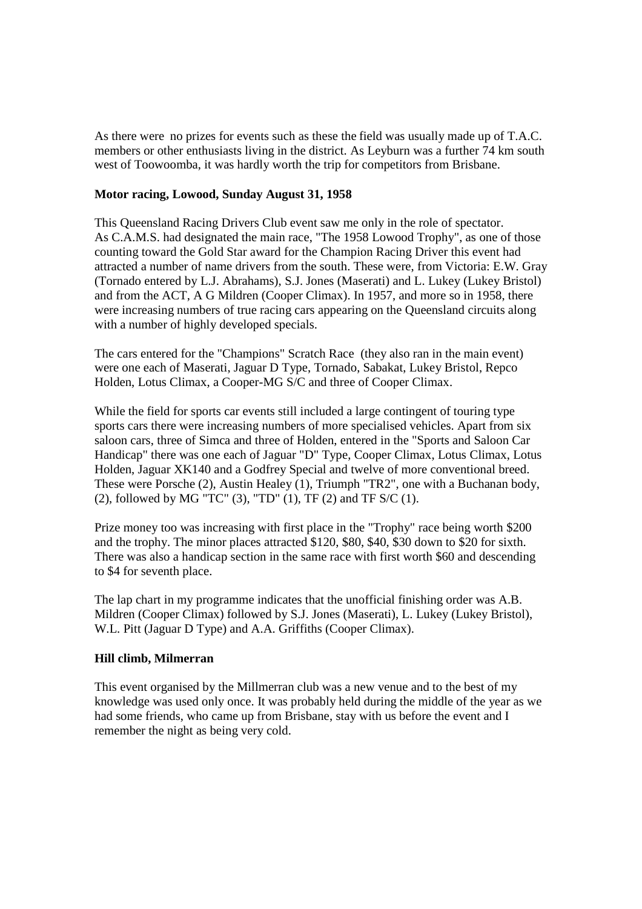As there were no prizes for events such as these the field was usually made up of T.A.C. members or other enthusiasts living in the district. As Leyburn was a further 74 km south west of Toowoomba, it was hardly worth the trip for competitors from Brisbane.

**Motor racing, Lowood, Sunday August 31, 1958**

This Queensland Racing Drivers Club event saw me only in the role of spectator. As C.A.M.S. had designated the main race, "The 1958 Lowood Trophy", as one of those counting toward the Gold Star award for the Champion Racing Driver this event had attracted a number of name drivers from the south. These were, from Victoria: E.W. Gray (Tornado entered by L.J. Abrahams), S.J. Jones (Maserati) and L. Lukey (Lukey Bristol) and from the ACT, A G Mildren (Cooper Climax). In 1957, and more so in 1958, there were increasing numbers of true racing cars appearing on the Queensland circuits along with a number of highly developed specials.

The cars entered for the "Champions" Scratch Race (they also ran in the main event) were one each of Maserati, Jaguar D Type, Tornado, Sabakat, Lukey Bristol, Repco Holden, Lotus Climax, a Cooper-MG S/C and three of Cooper Climax.

While the field for sports car events still included a large contingent of touring type sports cars there were increasing numbers of more specialised vehicles. Apart from six saloon cars, three of Simca and three of Holden, entered in the "Sports and Saloon Car Handicap" there was one each of Jaguar "D" Type, Cooper Climax, Lotus Climax, Lotus Holden, Jaguar XK140 and a Godfrey Special and twelve of more conventional breed. These were Porsche (2), Austin Healey (1), Triumph "TR2", one with a Buchanan body, (2), followed by MG "TC" (3), "TD" (1), TF (2) and TF S/C (1).

Prize money too was increasing with first place in the "Trophy" race being worth $200 and the trophy. The minor places attracted $120, $80, $40, $30 down to $20 for sixth. There was also a handicap section in the same race with first worth $60 and descending to $4 for seventh place.

The lap chart in my programme indicates that the unofficial finishing order was A.B. Mildren (Cooper Climax) followed by S.J. Jones (Maserati), L. Lukey (Lukey Bristol), W.L. Pitt (Jaguar D Type) and A.A. Griffiths (Cooper Climax).

**Hill climb, Milmerran**

This event organised by the Millmerran club was a new venue and to the best of my knowledge was used only once. It was probably held during the middle of the year as we had some friends, who came up from Brisbane, stay with us before the event and I remember the night as being very cold.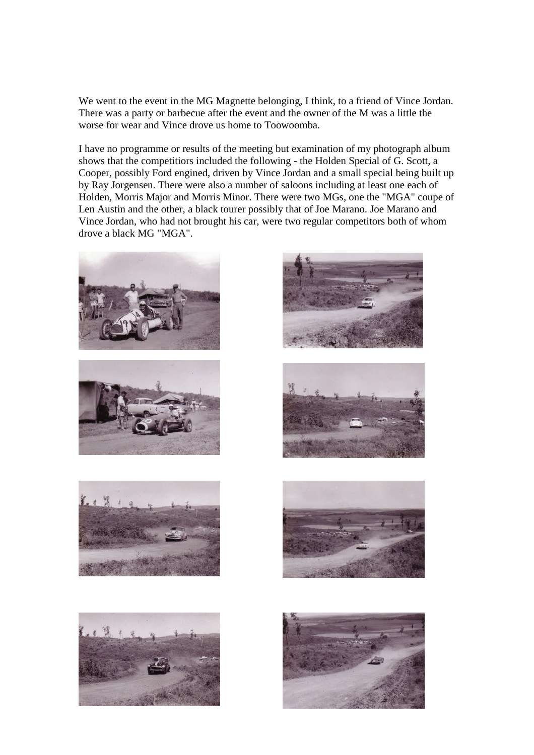We went to the event in the MG Magnette belonging, I think, to a friend of Vince Jordan. There was a party or barbecue after the event and the owner of the M was a little the worse for wear and Vince drove us home to Toowoomba.

I have no programme or results of the meeting but examination of my photograph album shows that the competitiors included the following - the Holden Special of G. Scott, a Cooper, possibly Ford engined, driven by Vince Jordan and a small special being built up by Ray Jorgensen. There were also a number of saloons including at least one each of Holden, Morris Major and Morris Minor. There were two MGs, one the "MGA" coupe of Len Austin and the other, a black tourer possibly that of Joe Marano. Joe Marano and Vince Jordan, who had not brought his car, were two regular competitors both of whom drove a black MG "MGA".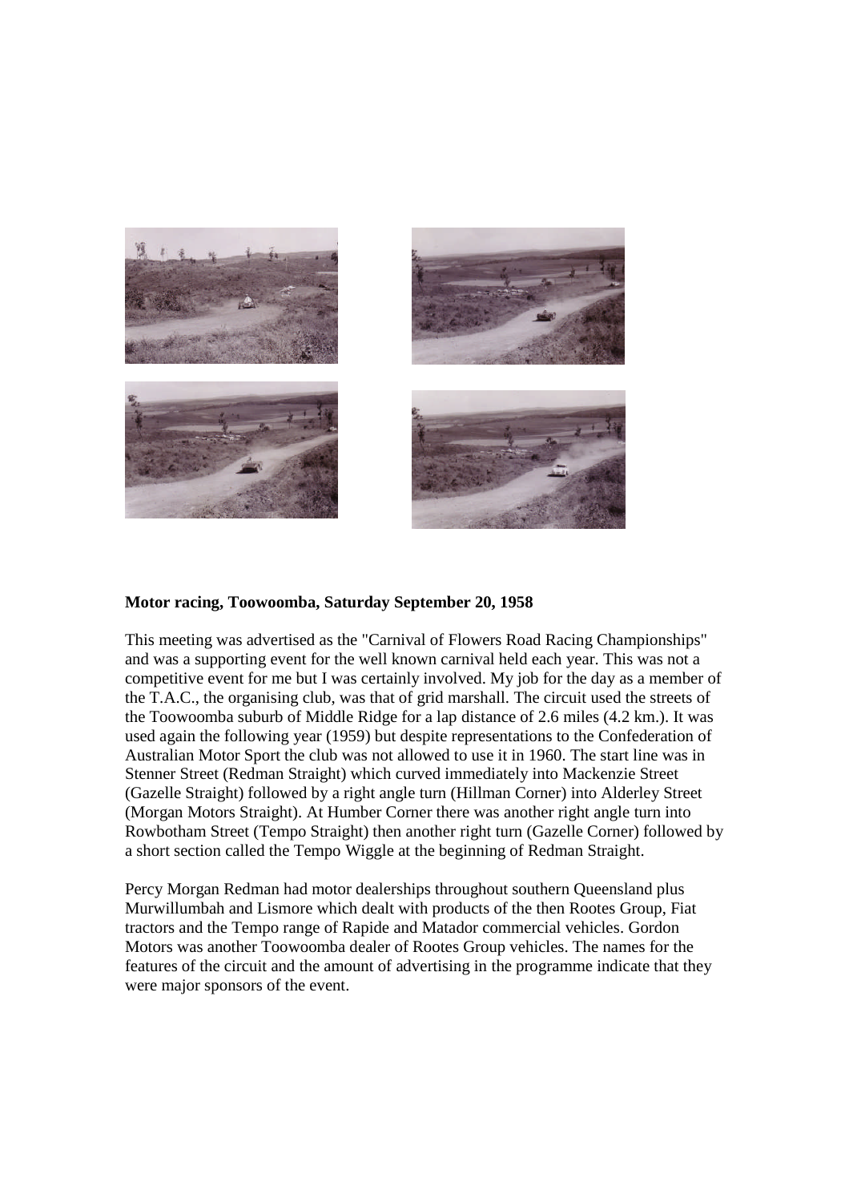**Motor racing, Toowoomba, Saturday September 20, 1958**

This meeting was advertised as the "Carnival of Flowers Road Racing Championships" and was a supporting event for the well known carnival held each year. This was not a competitive event for me but I was certainly involved. My job for the day as a member of the T.A.C., the organising club, was that of grid marshall. The circuit used the streets of the Toowoomba suburb of Middle Ridge for a lap distance of 2.6 miles (4.2 km.). It was used again the following year (1959) but despite representations to the Confederation of Australian Motor Sport the club was not allowed to use it in 1960. The start line was in Stenner Street (Redman Straight) which curved immediately into Mackenzie Street (Gazelle Straight) followed by a right angle turn (Hillman Corner) into Alderley Street (Morgan Motors Straight). At Humber Corner there was another right angle turn into Rowbotham Street (Tempo Straight) then another right turn (Gazelle Corner) followed by a short section called the Tempo Wiggle at the beginning of Redman Straight.

Percy Morgan Redman had motor dealerships throughout southern Queensland plus Murwillumbah and Lismore which dealt with products of the then Rootes Group, Fiat tractors and the Tempo range of Rapide and Matador commercial vehicles. Gordon Motors was another Toowoomba dealer of Rootes Group vehicles. The names for the features of the circuit and the amount of advertising in the programme indicate that they were major sponsors of the event.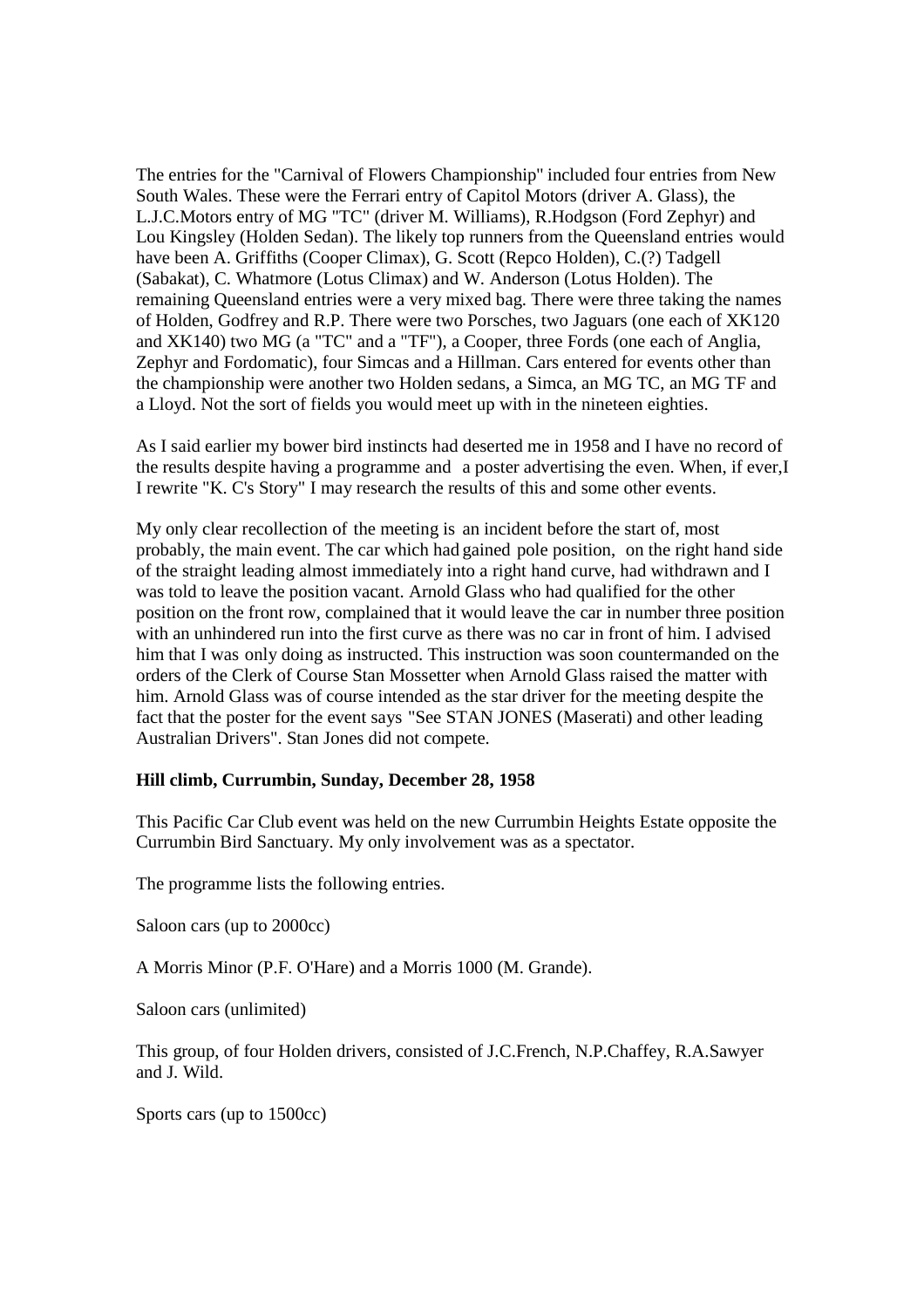The entries for the "Carnival of Flowers Championship" included four entries from New South Wales. These were the Ferrari entry of Capitol Motors (driver A. Glass), the L.J.C.Motors entry of MG "TC" (driver M. Williams), R.Hodgson (Ford Zephyr) and Lou Kingsley (Holden Sedan). The likely top runners from the Queensland entries would have been A. Griffiths (Cooper Climax), G. Scott (Repco Holden), C.(?) Tadgell (Sabakat), C. Whatmore (Lotus Climax) and W. Anderson (Lotus Holden). The remaining Queensland entries were a very mixed bag. There were three taking the names of Holden, Godfrey and R.P. There were two Porsches, two Jaguars (one each of XK120 and XK140) two MG (a "TC" and a "TF"), a Cooper, three Fords (one each of Anglia, Zephyr and Fordomatic), four Simcas and a Hillman. Cars entered for events other than the championship were another two Holden sedans, a Simca, an MG TC, an MG TF and a Lloyd. Not the sort of fields you would meet up with in the nineteen eighties.

As I said earlier my bower bird instincts had deserted me in 1958 and I have no record of the results despite having a programme and a poster advertising the even. When, if ever,I I rewrite "K. C's Story" I may research the results of this and some other events.

My only clear recollection of the meeting is an incident before the start of, most probably, the main event. The car which had gained pole position, on the right hand side of the straight leading almost immediately into a right hand curve, had withdrawn and I was told to leave the position vacant. Arnold Glass who had qualified for the other position on the front row, complained that it would leave the car in number three position with an unhindered run into the first curve as there was no car in front of him. I advised him that I was only doing as instructed. This instruction was soon countermanded on the orders of the Clerk of Course Stan Mossetter when Arnold Glass raised the matter with him. Arnold Glass was of course intended as the star driver for the meeting despite the fact that the poster for the event says "See STAN JONES (Maserati) and other leading Australian Drivers". Stan Jones did not compete.

**Hill climb, Currumbin, Sunday, December 28, 1958**

This Pacific Car Club event was held on the new Currumbin Heights Estate opposite the Currumbin Bird Sanctuary. My only involvement was as a spectator.

The programme lists the following entries.

Saloon cars (up to 2000cc)

A Morris Minor (P.F. O'Hare) and a Morris 1000 (M. Grande).

Saloon cars (unlimited)

This group, of four Holden drivers, consisted of J.C.French, N.P.Chaffey, R.A.Sawyer and J. Wild.

Sports cars (up to 1500cc)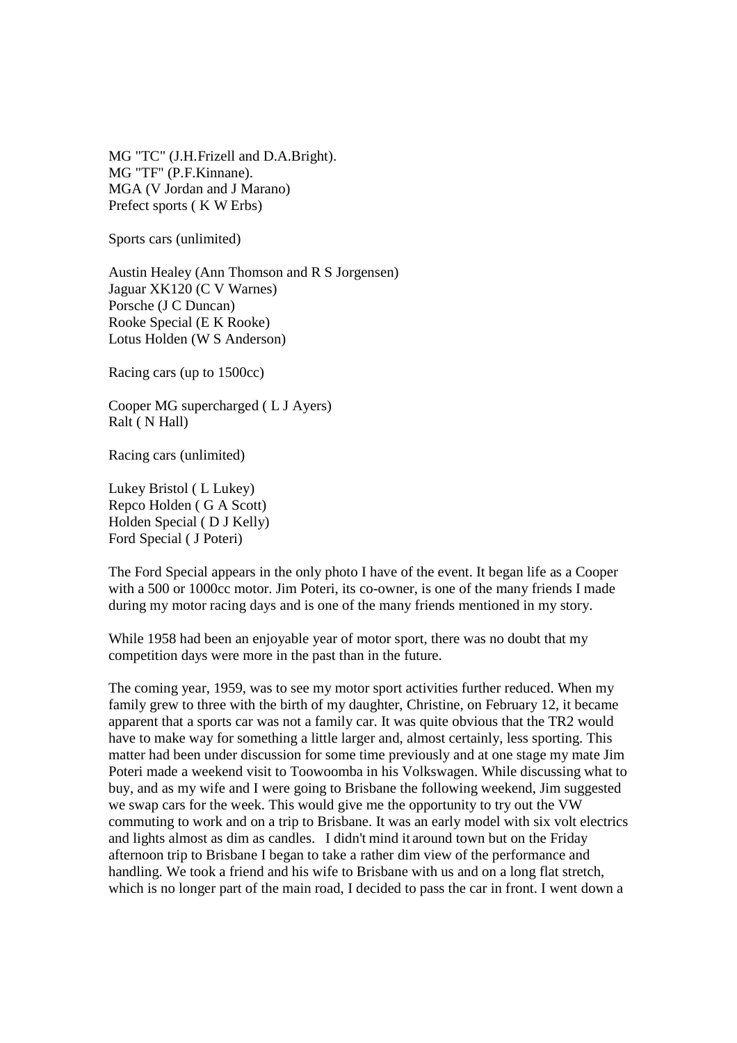MG "TC" (J.H.Frizell and D.A.Bright).
MG "TF" (P.F.Kinnane).
MGA (V Jordan and J Marano)
Prefect sports ( K W Erbs)

Sports cars (unlimited)

Austin Healey (Ann Thomson and R S Jorgensen)
Jaguar XK120 (C V Warnes)
Porsche (J C Duncan)
Rooke Special (E K Rooke)
Lotus Holden (W S Anderson)

Racing cars (up to 1500cc)

Cooper MG supercharged ( L J Ayers)
Ralt ( N Hall)

Racing cars (unlimited)

Lukey Bristol ( L Lukey)
Repco Holden ( G A Scott)
Holden Special ( D J Kelly)
Ford Special ( J Poteri)

The Ford Special appears in the only photo I have of the event. It began life as a Cooper with a 500 or 1000cc motor. Jim Poteri, its co-owner, is one of the many friends I made during my motor racing days and is one of the many friends mentioned in my story.

While 1958 had been an enjoyable year of motor sport, there was no doubt that my competition days were more in the past than in the future.

The coming year, 1959, was to see my motor sport activities further reduced. When my family grew to three with the birth of my daughter, Christine, on February 12, it became apparent that a sports car was not a family car. It was quite obvious that the TR2 would have to make way for something a little larger and, almost certainly, less sporting. This matter had been under discussion for some time previously and at one stage my mate Jim Poteri made a weekend visit to Toowoomba in his Volkswagen. While discussing what to buy, and as my wife and I were going to Brisbane the following weekend, Jim suggested we swap cars for the week. This would give me the opportunity to try out the VW commuting to work and on a trip to Brisbane. It was an early model with six volt electrics and lights almost as dim as candles. I didn't mind it around town but on the Friday afternoon trip to Brisbane I began to take a rather dim view of the performance and handling. We took a friend and his wife to Brisbane with us and on a long flat stretch, which is no longer part of the main road, I decided to pass the car in front. I went down a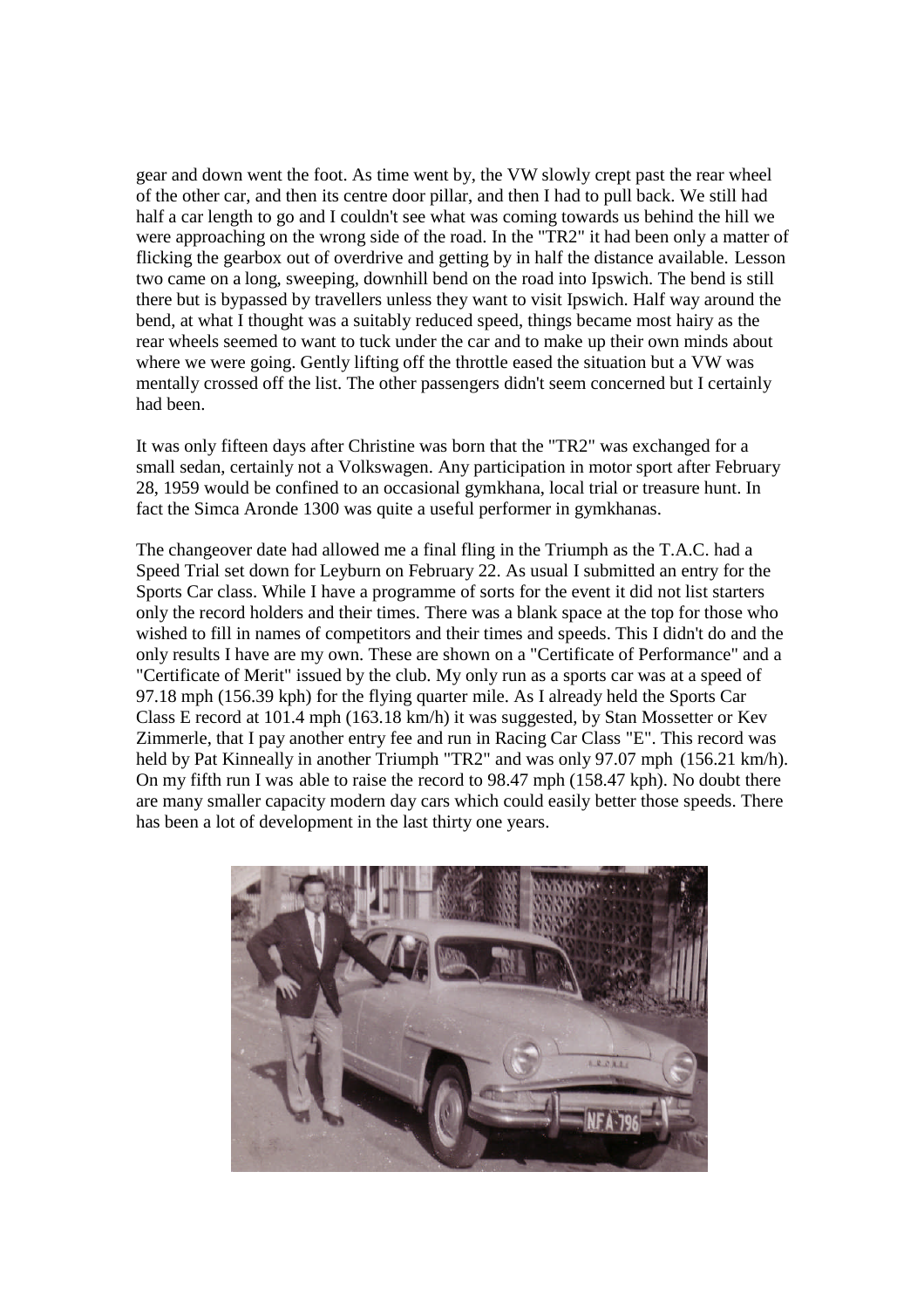gear and down went the foot. As time went by, the VW slowly crept past the rear wheel of the other car, and then its centre door pillar, and then I had to pull back. We still had half a car length to go and I couldn't see what was coming towards us behind the hill we were approaching on the wrong side of the road. In the "TR2" it had been only a matter of flicking the gearbox out of overdrive and getting by in half the distance available. Lesson two came on a long, sweeping, downhill bend on the road into Ipswich. The bend is still there but is bypassed by travellers unless they want to visit Ipswich. Half way around the bend, at what I thought was a suitably reduced speed, things became most hairy as the rear wheels seemed to want to tuck under the car and to make up their own minds about where we were going. Gently lifting off the throttle eased the situation but a VW was mentally crossed off the list. The other passengers didn't seem concerned but I certainly had been.

It was only fifteen days after Christine was born that the "TR2" was exchanged for a small sedan, certainly not a Volkswagen. Any participation in motor sport after February 28, 1959 would be confined to an occasional gymkhana, local trial or treasure hunt. In fact the Simca Aronde 1300 was quite a useful performer in gymkhanas.

The changeover date had allowed me a final fling in the Triumph as the T.A.C. had a Speed Trial set down for Leyburn on February 22. As usual I submitted an entry for the Sports Car class. While I have a programme of sorts for the event it did not list starters only the record holders and their times. There was a blank space at the top for those who wished to fill in names of competitors and their times and speeds. This I didn't do and the only results I have are my own. These are shown on a "Certificate of Performance" and a "Certificate of Merit" issued by the club. My only run as a sports car was at a speed of 97.18 mph (156.39 kph) for the flying quarter mile. As I already held the Sports Car Class E record at 101.4 mph (163.18 km/h) it was suggested, by Stan Mossetter or Kev Zimmerle, that I pay another entry fee and run in Racing Car Class "E". This record was held by Pat Kinneally in another Triumph "TR2" and was only 97.07 mph (156.21 km/h). On my fifth run I was able to raise the record to 98.47 mph (158.47 kph). No doubt there are many smaller capacity modern day cars which could easily better those speeds. There has been a lot of development in the last thirty one years.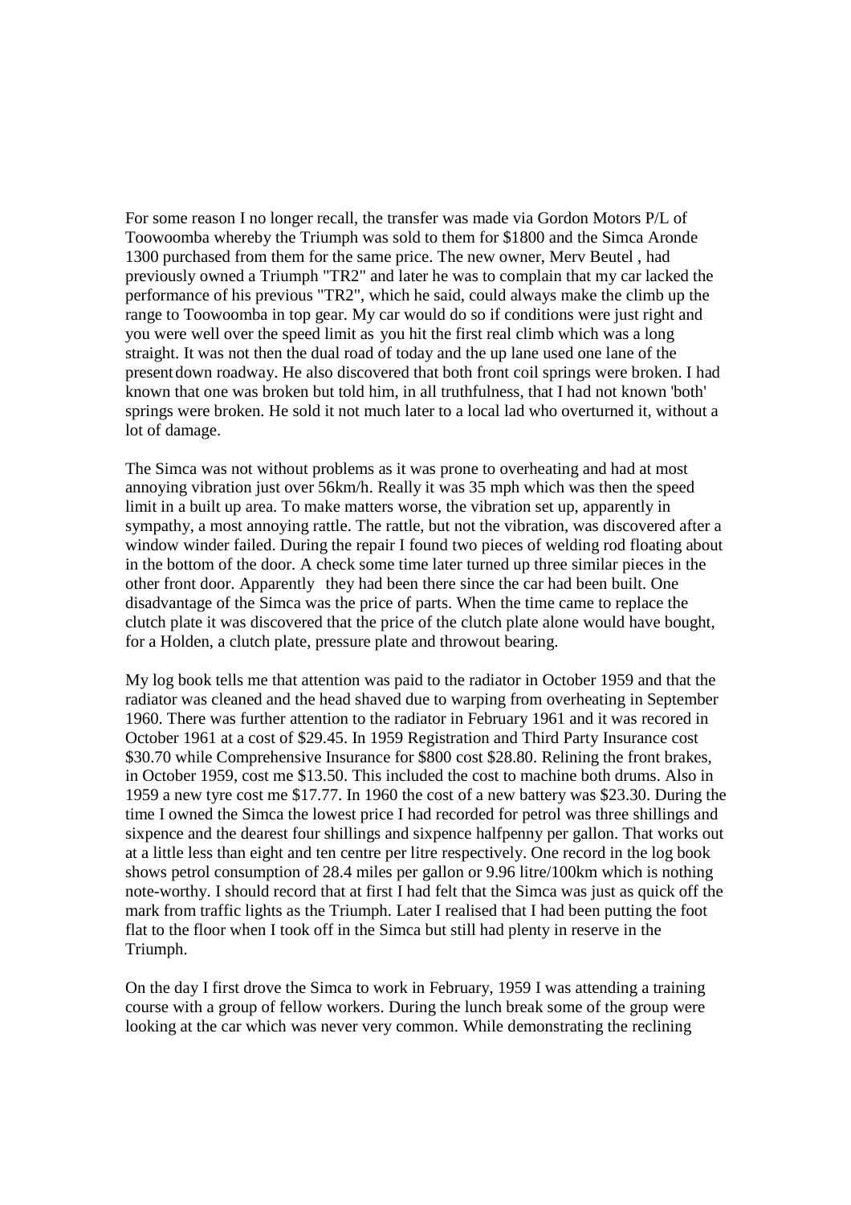For some reason I no longer recall, the transfer was made via Gordon Motors P/L of Toowoomba whereby the Triumph was sold to them for $1800 and the Simca Aronde 1300 purchased from them for the same price. The new owner, Merv Beutel , had previously owned a Triumph "TR2" and later he was to complain that my car lacked the performance of his previous "TR2", which he said, could always make the climb up the range to Toowoomba in top gear. My car would do so if conditions were just right and you were well over the speed limit as you hit the first real climb which was a long straight. It was not then the dual road of today and the up lane used one lane of the present down roadway. He also discovered that both front coil springs were broken. I had known that one was broken but told him, in all truthfulness, that I had not known 'both' springs were broken. He sold it not much later to a local lad who overturned it, without a lot of damage.

The Simca was not without problems as it was prone to overheating and had at most annoying vibration just over 56km/h. Really it was 35 mph which was then the speed limit in a built up area. To make matters worse, the vibration set up, apparently in sympathy, a most annoying rattle. The rattle, but not the vibration, was discovered after a window winder failed. During the repair I found two pieces of welding rod floating about in the bottom of the door. A check some time later turned up three similar pieces in the other front door. Apparently they had been there since the car had been built. One disadvantage of the Simca was the price of parts. When the time came to replace the clutch plate it was discovered that the price of the clutch plate alone would have bought, for a Holden, a clutch plate, pressure plate and throwout bearing.

My log book tells me that attention was paid to the radiator in October 1959 and that the radiator was cleaned and the head shaved due to warping from overheating in September 1960. There was further attention to the radiator in February 1961 and it was recored in October 1961 at a cost of $29.45. In 1959 Registration and Third Party Insurance cost $30.70 while Comprehensive Insurance for $800 cost $28.80. Relining the front brakes, in October 1959, cost me $13.50. This included the cost to machine both drums. Also in 1959 a new tyre cost me $17.77. In 1960 the cost of a new battery was $23.30. During the time I owned the Simca the lowest price I had recorded for petrol was three shillings and sixpence and the dearest four shillings and sixpence halfpenny per gallon. That works out at a little less than eight and ten centre per litre respectively. One record in the log book shows petrol consumption of 28.4 miles per gallon or 9.96 litre/100km which is nothing note-worthy. I should record that at first I had felt that the Simca was just as quick off the mark from traffic lights as the Triumph. Later I realised that I had been putting the foot flat to the floor when I took off in the Simca but still had plenty in reserve in the Triumph.

On the day I first drove the Simca to work in February, 1959 I was attending a training course with a group of fellow workers. During the lunch break some of the group were looking at the car which was never very common. While demonstrating the reclining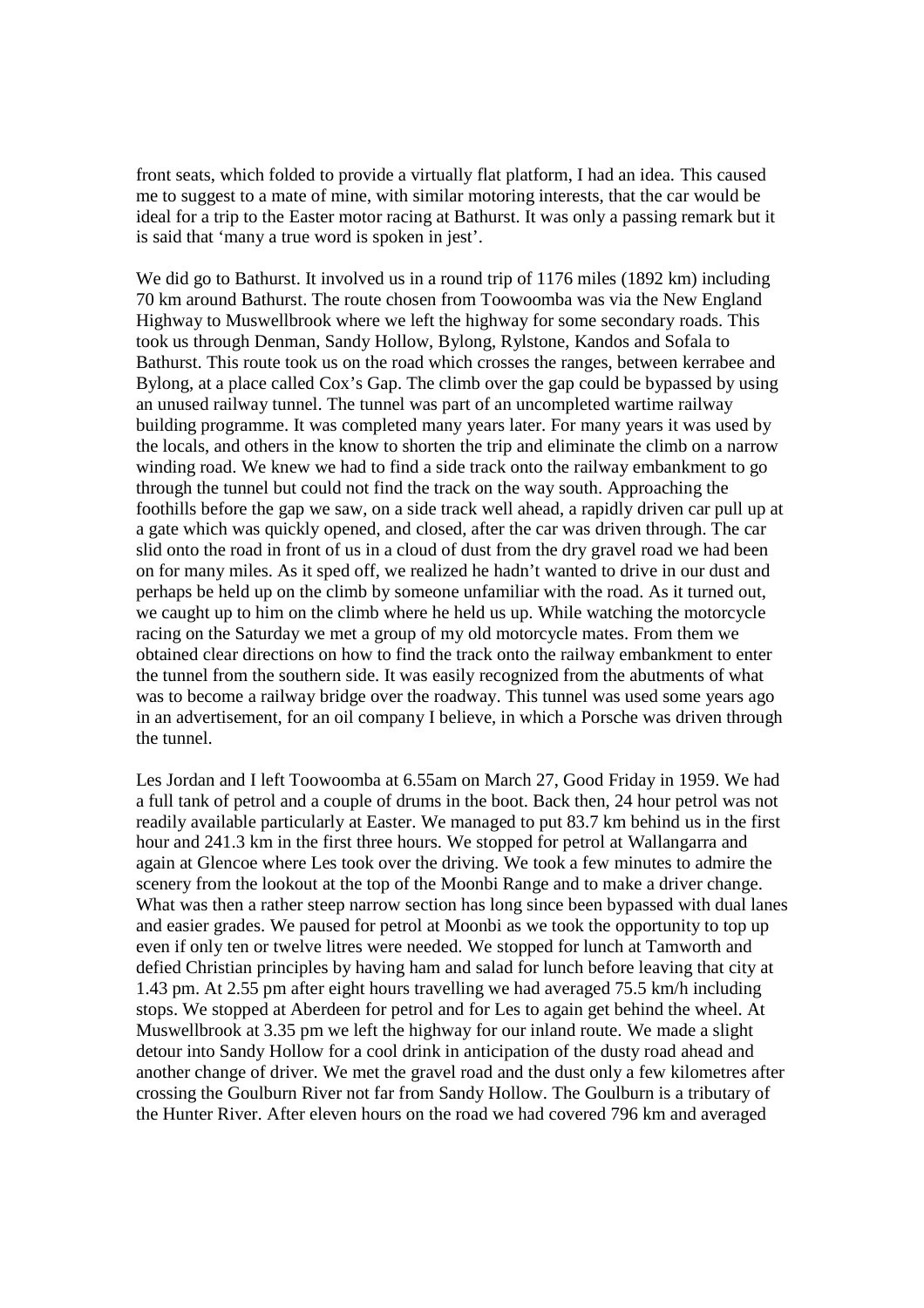front seats, which folded to provide a virtually flat platform, I had an idea. This caused me to suggest to a mate of mine, with similar motoring interests, that the car would be ideal for a trip to the Easter motor racing at Bathurst. It was only a passing remark but it is said that 'many a true word is spoken in jest'.

We did go to Bathurst. It involved us in a round trip of 1176 miles (1892 km) including 70 km around Bathurst. The route chosen from Toowoomba was via the New England Highway to Muswellbrook where we left the highway for some secondary roads. This took us through Denman, Sandy Hollow, Bylong, Rylstone, Kandos and Sofala to Bathurst. This route took us on the road which crosses the ranges, between kerrabee and Bylong, at a place called Cox's Gap. The climb over the gap could be bypassed by using an unused railway tunnel. The tunnel was part of an uncompleted wartime railway building programme. It was completed many years later. For many years it was used by the locals, and others in the know to shorten the trip and eliminate the climb on a narrow winding road. We knew we had to find a side track onto the railway embankment to go through the tunnel but could not find the track on the way south. Approaching the foothills before the gap we saw, on a side track well ahead, a rapidly driven car pull up at a gate which was quickly opened, and closed, after the car was driven through. The car slid onto the road in front of us in a cloud of dust from the dry gravel road we had been on for many miles. As it sped off, we realized he hadn't wanted to drive in our dust and perhaps be held up on the climb by someone unfamiliar with the road. As it turned out, we caught up to him on the climb where he held us up. While watching the motorcycle racing on the Saturday we met a group of my old motorcycle mates. From them we obtained clear directions on how to find the track onto the railway embankment to enter the tunnel from the southern side. It was easily recognized from the abutments of what was to become a railway bridge over the roadway. This tunnel was used some years ago in an advertisement, for an oil company I believe, in which a Porsche was driven through the tunnel.

Les Jordan and I left Toowoomba at 6.55am on March 27, Good Friday in 1959. We had a full tank of petrol and a couple of drums in the boot. Back then, 24 hour petrol was not readily available particularly at Easter. We managed to put 83.7 km behind us in the first hour and 241.3 km in the first three hours. We stopped for petrol at Wallangarra and again at Glencoe where Les took over the driving. We took a few minutes to admire the scenery from the lookout at the top of the Moonbi Range and to make a driver change. What was then a rather steep narrow section has long since been bypassed with dual lanes and easier grades. We paused for petrol at Moonbi as we took the opportunity to top up even if only ten or twelve litres were needed. We stopped for lunch at Tamworth and defied Christian principles by having ham and salad for lunch before leaving that city at 1.43 pm. At 2.55 pm after eight hours travelling we had averaged 75.5 km/h including stops. We stopped at Aberdeen for petrol and for Les to again get behind the wheel. At Muswellbrook at 3.35 pm we left the highway for our inland route. We made a slight detour into Sandy Hollow for a cool drink in anticipation of the dusty road ahead and another change of driver. We met the gravel road and the dust only a few kilometres after crossing the Goulburn River not far from Sandy Hollow. The Goulburn is a tributary of the Hunter River. After eleven hours on the road we had covered 796 km and averaged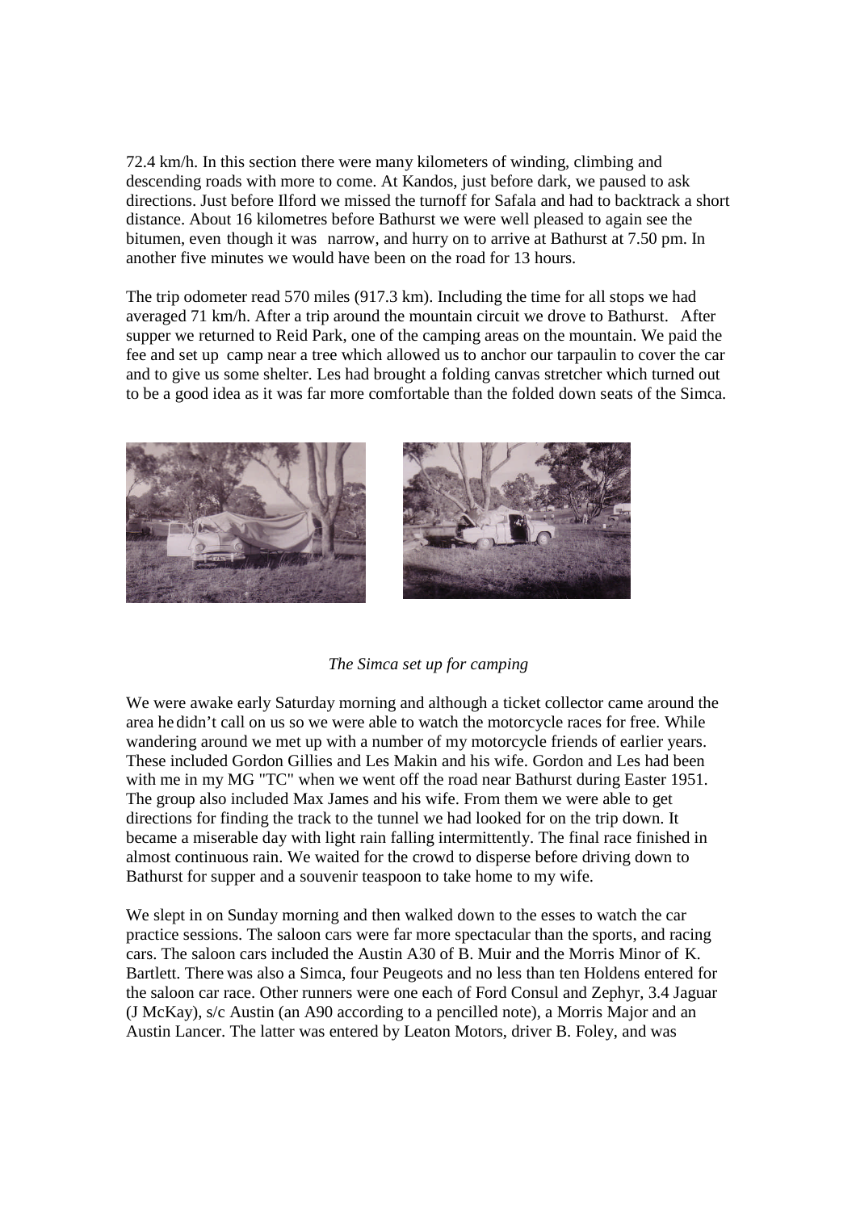72.4 km/h. In this section there were many kilometers of winding, climbing and descending roads with more to come. At Kandos, just before dark, we paused to ask directions. Just before Ilford we missed the turnoff for Safala and had to backtrack a short distance. About 16 kilometres before Bathurst we were well pleased to again see the bitumen, even though it was narrow, and hurry on to arrive at Bathurst at 7.50 pm. In another five minutes we would have been on the road for 13 hours.

The trip odometer read 570 miles (917.3 km). Including the time for all stops we had averaged 71 km/h. After a trip around the mountain circuit we drove to Bathurst. After supper we returned to Reid Park, one of the camping areas on the mountain. We paid the fee and set up camp near a tree which allowed us to anchor our tarpaulin to cover the car and to give us some shelter. Les had brought a folding canvas stretcher which turned out to be a good idea as it was far more comfortable than the folded down seats of the Simca.

*The Simca set up for camping*

We were awake early Saturday morning and although a ticket collector came around the area he didn't call on us so we were able to watch the motorcycle races for free. While wandering around we met up with a number of my motorcycle friends of earlier years. These included Gordon Gillies and Les Makin and his wife. Gordon and Les had been with me in my MG "TC" when we went off the road near Bathurst during Easter 1951. The group also included Max James and his wife. From them we were able to get directions for finding the track to the tunnel we had looked for on the trip down. It became a miserable day with light rain falling intermittently. The final race finished in almost continuous rain. We waited for the crowd to disperse before driving down to Bathurst for supper and a souvenir teaspoon to take home to my wife.

We slept in on Sunday morning and then walked down to the esses to watch the car practice sessions. The saloon cars were far more spectacular than the sports, and racing cars. The saloon cars included the Austin A30 of B. Muir and the Morris Minor of K. Bartlett. There was also a Simca, four Peugeots and no less than ten Holdens entered for the saloon car race. Other runners were one each of Ford Consul and Zephyr, 3.4 Jaguar (J McKay), s/c Austin (an A90 according to a pencilled note), a Morris Major and an Austin Lancer. The latter was entered by Leaton Motors, driver B. Foley, and was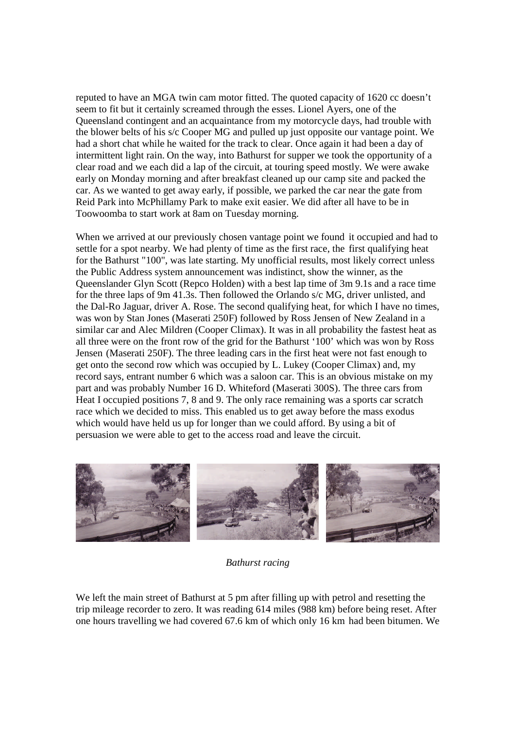reputed to have an MGA twin cam motor fitted. The quoted capacity of 1620 cc doesn't seem to fit but it certainly screamed through the esses. Lionel Ayers, one of the Queensland contingent and an acquaintance from my motorcycle days, had trouble with the blower belts of his s/c Cooper MG and pulled up just opposite our vantage point. We had a short chat while he waited for the track to clear. Once again it had been a day of intermittent light rain. On the way, into Bathurst for supper we took the opportunity of a clear road and we each did a lap of the circuit, at touring speed mostly. We were awake early on Monday morning and after breakfast cleaned up our camp site and packed the car. As we wanted to get away early, if possible, we parked the car near the gate from Reid Park into McPhillamy Park to make exit easier. We did after all have to be in Toowoomba to start work at 8am on Tuesday morning.

When we arrived at our previously chosen vantage point we found it occupied and had to settle for a spot nearby. We had plenty of time as the first race, the first qualifying heat for the Bathurst "100", was late starting. My unofficial results, most likely correct unless the Public Address system announcement was indistinct, show the winner, as the Queenslander Glyn Scott (Repco Holden) with a best lap time of 3m 9.1s and a race time for the three laps of 9m 41.3s. Then followed the Orlando s/c MG, driver unlisted, and the Dal-Ro Jaguar, driver A. Rose. The second qualifying heat, for which I have no times, was won by Stan Jones (Maserati 250F) followed by Ross Jensen of New Zealand in a similar car and Alec Mildren (Cooper Climax). It was in all probability the fastest heat as all three were on the front row of the grid for the Bathurst '100' which was won by Ross Jensen (Maserati 250F). The three leading cars in the first heat were not fast enough to get onto the second row which was occupied by L. Lukey (Cooper Climax) and, my record says, entrant number 6 which was a saloon car. This is an obvious mistake on my part and was probably Number 16 D. Whiteford (Maserati 300S). The three cars from Heat I occupied positions 7, 8 and 9. The only race remaining was a sports car scratch race which we decided to miss. This enabled us to get away before the mass exodus which would have held us up for longer than we could afford. By using a bit of persuasion we were able to get to the access road and leave the circuit.

*Bathurst racing*

We left the main street of Bathurst at 5 pm after filling up with petrol and resetting the trip mileage recorder to zero. It was reading 614 miles (988 km) before being reset. After one hours travelling we had covered 67.6 km of which only 16 km had been bitumen. We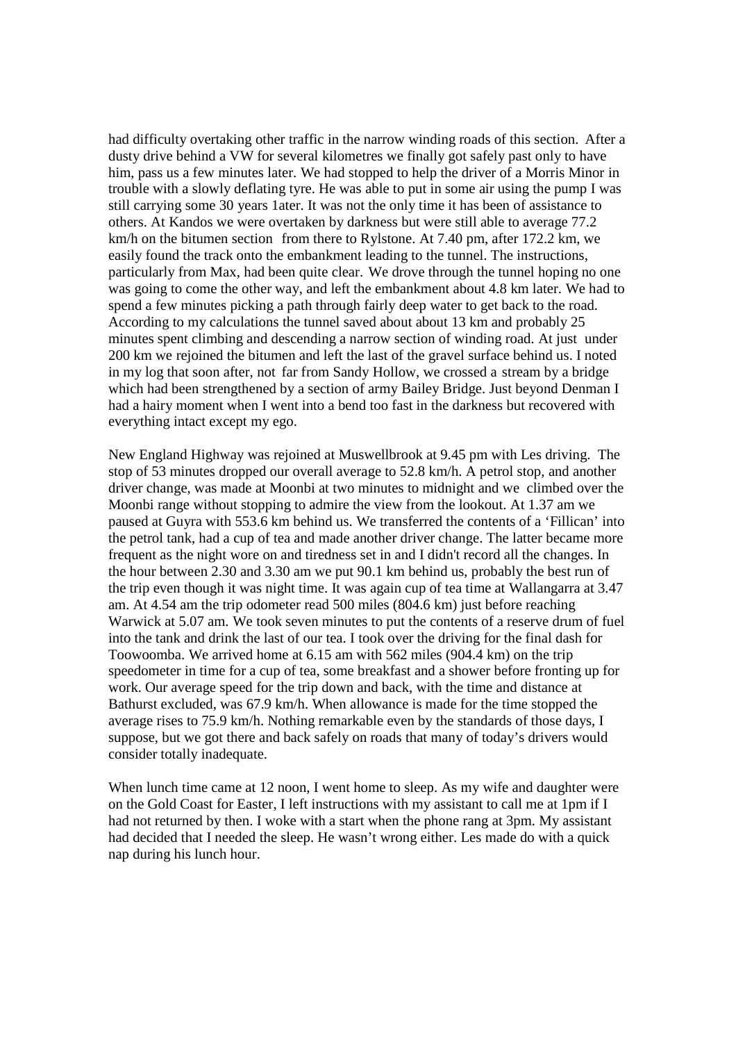had difficulty overtaking other traffic in the narrow winding roads of this section. After a dusty drive behind a VW for several kilometres we finally got safely past only to have him, pass us a few minutes later. We had stopped to help the driver of a Morris Minor in trouble with a slowly deflating tyre. He was able to put in some air using the pump I was still carrying some 30 years 1ater. It was not the only time it has been of assistance to others. At Kandos we were overtaken by darkness but were still able to average 77.2 km/h on the bitumen section from there to Rylstone. At 7.40 pm, after 172.2 km, we easily found the track onto the embankment leading to the tunnel. The instructions, particularly from Max, had been quite clear. We drove through the tunnel hoping no one was going to come the other way, and left the embankment about 4.8 km later. We had to spend a few minutes picking a path through fairly deep water to get back to the road. According to my calculations the tunnel saved about about 13 km and probably 25 minutes spent climbing and descending a narrow section of winding road. At just under 200 km we rejoined the bitumen and left the last of the gravel surface behind us. I noted in my log that soon after, not far from Sandy Hollow, we crossed a stream by a bridge which had been strengthened by a section of army Bailey Bridge. Just beyond Denman I had a hairy moment when I went into a bend too fast in the darkness but recovered with everything intact except my ego.

New England Highway was rejoined at Muswellbrook at 9.45 pm with Les driving. The stop of 53 minutes dropped our overall average to 52.8 km/h. A petrol stop, and another driver change, was made at Moonbi at two minutes to midnight and we climbed over the Moonbi range without stopping to admire the view from the lookout. At 1.37 am we paused at Guyra with 553.6 km behind us. We transferred the contents of a 'Fillican' into the petrol tank, had a cup of tea and made another driver change. The latter became more frequent as the night wore on and tiredness set in and I didn't record all the changes. In the hour between 2.30 and 3.30 am we put 90.1 km behind us, probably the best run of the trip even though it was night time. It was again cup of tea time at Wallangarra at 3.47 am. At 4.54 am the trip odometer read 500 miles (804.6 km) just before reaching Warwick at 5.07 am. We took seven minutes to put the contents of a reserve drum of fuel into the tank and drink the last of our tea. I took over the driving for the final dash for Toowoomba. We arrived home at 6.15 am with 562 miles (904.4 km) on the trip speedometer in time for a cup of tea, some breakfast and a shower before fronting up for work. Our average speed for the trip down and back, with the time and distance at Bathurst excluded, was 67.9 km/h. When allowance is made for the time stopped the average rises to 75.9 km/h. Nothing remarkable even by the standards of those days, I suppose, but we got there and back safely on roads that many of today's drivers would consider totally inadequate.

When lunch time came at 12 noon, I went home to sleep. As my wife and daughter were on the Gold Coast for Easter, I left instructions with my assistant to call me at 1pm if I had not returned by then. I woke with a start when the phone rang at 3pm. My assistant had decided that I needed the sleep. He wasn't wrong either. Les made do with a quick nap during his lunch hour.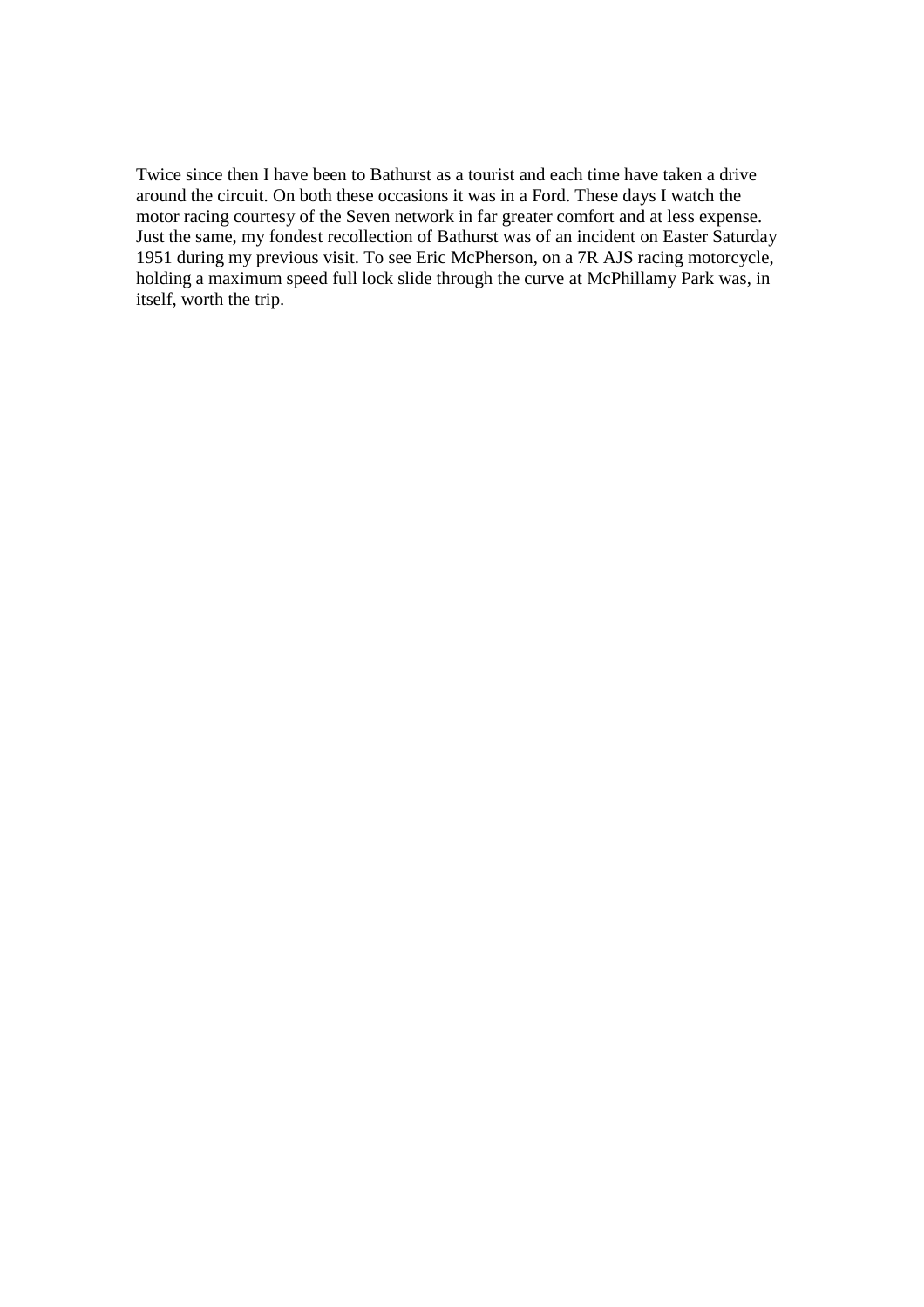Twice since then I have been to Bathurst as a tourist and each time have taken a drive around the circuit. On both these occasions it was in a Ford. These days I watch the motor racing courtesy of the Seven network in far greater comfort and at less expense. Just the same, my fondest recollection of Bathurst was of an incident on Easter Saturday 1951 during my previous visit. To see Eric McPherson, on a 7R AJS racing motorcycle, holding a maximum speed full lock slide through the curve at McPhillamy Park was, in itself, worth the trip.